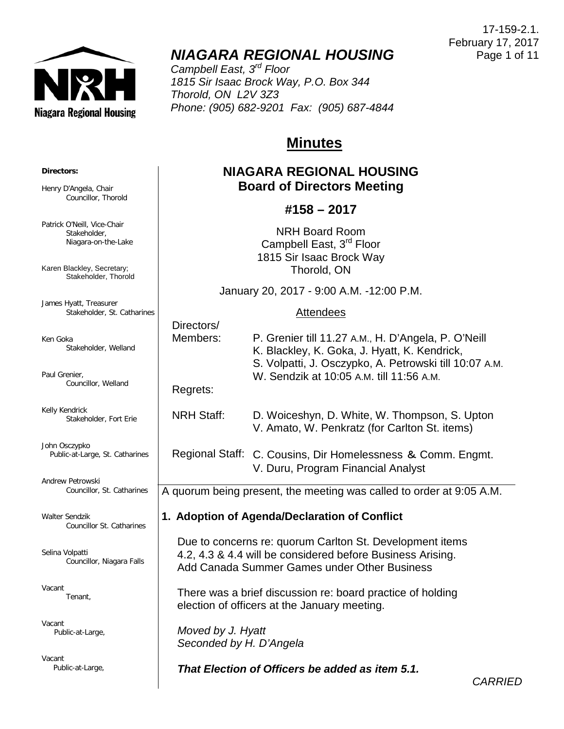17-159-2.1.
February 17, 2017

# *NIAGARA REGIONAL HOUSING*

*Campbell East, 3rd Floor*
*1815 Sir Isaac Brock Way, P.O. Box 344*
*Thorold, ON L2V 3Z3*
*Phone: (905) 682-9201 Fax: (905) 687-4844*

**Directors:**

Henry D'Angela, Chair
Councillor, Thorold

Patrick O'Neill, Vice-Chair
Stakeholder,
Niagara-on-the-Lake

Karen Blackley, Secretary;
Stakeholder, Thorold

James Hyatt, Treasurer
Stakeholder, St. Catharines

Ken Goka
Stakeholder, Welland

Paul Grenier,
Councillor, Welland

Kelly Kendrick
Stakeholder, Fort Erie

John Osczypko
Public-at-Large, St. Catharines

Andrew Petrowski
Councillor, St. Catharines

Walter Sendzik
Councillor St. Catharines

Selina Volpatti
Councillor, Niagara Falls

Vacant
Tenant,

Vacant
Public-at-Large,

Vacant
Public-at-Large,

## Minutes

### NIAGARA REGIONAL HOUSING
### Board of Directors Meeting

### #158 – 2017

NRH Board Room
Campbell East, 3rd Floor
1815 Sir Isaac Brock Way
Thorold, ON

January 20, 2017 - 9:00 A.M. -12:00 P.M.

Attendees

| | |
|---|---|
| Directors/ Members: | P. Grenier till 11.27 A.M., H. D'Angela, P. O'Neill K. Blackley, K. Goka, J. Hyatt, K. Kendrick, S. Volpatti, J. Osczypko, A. Petrowski till 10:07 A.M. W. Sendzik at 10:05 A.M. till 11:56 A.M. |
| Regrets: | |
| NRH Staff: | D. Woiceshyn, D. White, W. Thompson, S. Upton V. Amato, W. Penkratz (for Carlton St. items) |
| Regional Staff: | C. Cousins, Dir Homelessness & Comm. Engmt. V. Duru, Program Financial Analyst |

A quorum being present, the meeting was called to order at 9:05 A.M.

**1. Adoption of Agenda/Declaration of Conflict**

Due to concerns re: quorum Carlton St. Development items 4.2, 4.3 & 4.4 will be considered before Business Arising. Add Canada Summer Games under Other Business

There was a brief discussion re: board practice of holding election of officers at the January meeting.

*Moved by J. Hyatt*
*Seconded by H. D'Angela*

***That Election of Officers be added as item 5.1.***

*CARRIED*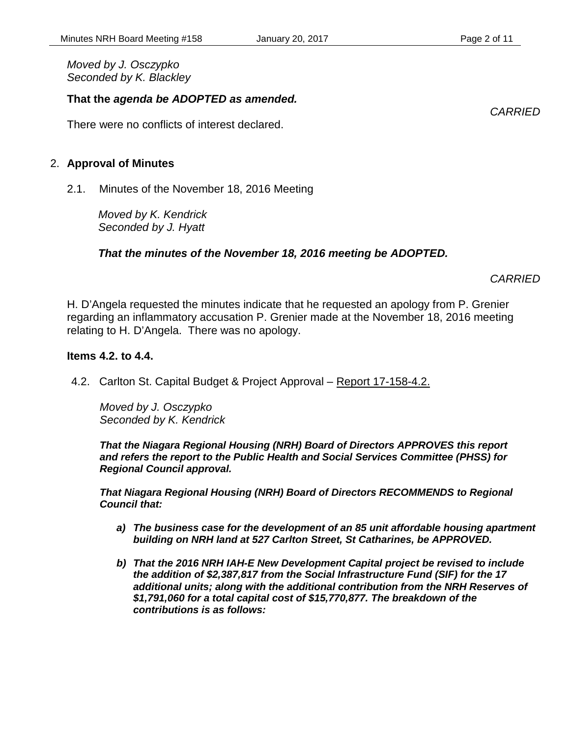*Moved by J. Osczypko*
*Seconded by K. Blackley*

**That the *agenda be ADOPTED as amended.***

*CARRIED*

There were no conflicts of interest declared.

2. **Approval of Minutes**

2.1. Minutes of the November 18, 2016 Meeting

*Moved by K. Kendrick*
*Seconded by J. Hyatt*

***That the minutes of the November 18, 2016 meeting be ADOPTED.***

*CARRIED*

H. D'Angela requested the minutes indicate that he requested an apology from P. Grenier regarding an inflammatory accusation P. Grenier made at the November 18, 2016 meeting relating to H. D'Angela. There was no apology.

**Items 4.2. to 4.4.**

4.2. Carlton St. Capital Budget & Project Approval – Report 17-158-4.2.

*Moved by J. Osczypko*
*Seconded by K. Kendrick*

***That the Niagara Regional Housing (NRH) Board of Directors APPROVES this report and refers the report to the Public Health and Social Services Committee (PHSS) for Regional Council approval.***

***That Niagara Regional Housing (NRH) Board of Directors RECOMMENDS to Regional Council that:***

***a) The business case for the development of an 85 unit affordable housing apartment building on NRH land at 527 Carlton Street, St Catharines, be APPROVED.***

***b) That the 2016 NRH IAH-E New Development Capital project be revised to include the addition of $2,387,817 from the Social Infrastructure Fund (SIF) for the 17 additional units; along with the additional contribution from the NRH Reserves of $1,791,060 for a total capital cost of $15,770,877. The breakdown of the contributions is as follows:***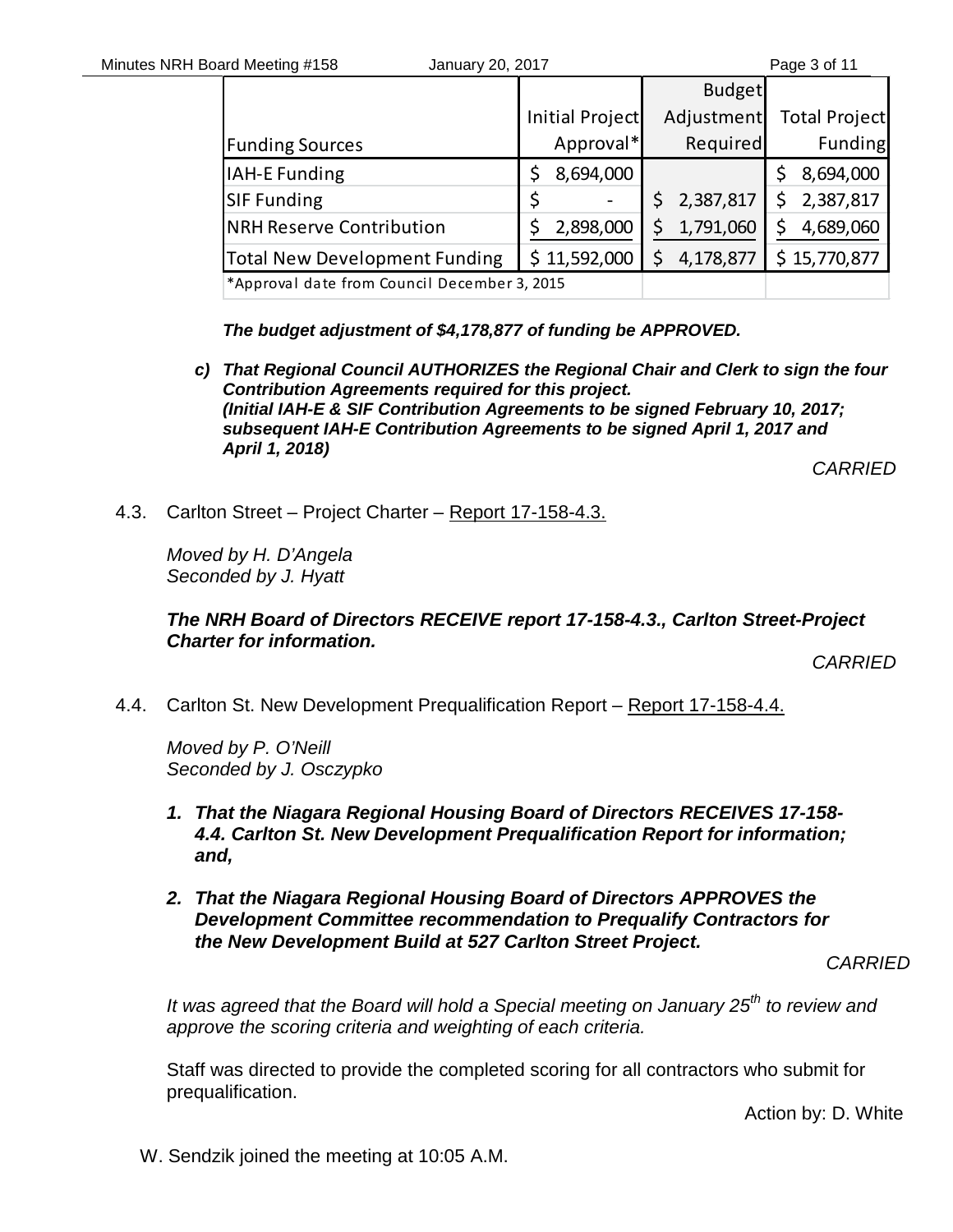| Funding Sources | Initial Project Approval* | Budget Adjustment Required | Total Project Funding |
|---|---|---|---|
| IAH-E Funding | $ 8,694,000 | | $ 8,694,000 |
| SIF Funding | $ - | $ 2,387,817 | $ 2,387,817 |
| NRH Reserve Contribution | $ 2,898,000 | $ 1,791,060 | $ 4,689,060 |
| Total New Development Funding | $ 11,592,000 | $ 4,178,877 | $ 15,770,877 |
| *Approval date from Council December 3, 2015 | | | |

***The budget adjustment of $4,178,877 of funding be APPROVED.***

***c) That Regional Council AUTHORIZES the Regional Chair and Clerk to sign the four Contribution Agreements required for this project.***
***(Initial IAH-E & SIF Contribution Agreements to be signed February 10, 2017; subsequent IAH-E Contribution Agreements to be signed April 1, 2017 and April 1, 2018)***

*CARRIED*

4.3. Carlton Street – Project Charter – Report 17-158-4.3.

*Moved by H. D'Angela*
*Seconded by J. Hyatt*

***The NRH Board of Directors RECEIVE report 17-158-4.3., Carlton Street-Project Charter for information.***

*CARRIED*

4.4. Carlton St. New Development Prequalification Report – Report 17-158-4.4.

*Moved by P. O'Neill*
*Seconded by J. Osczypko*

1. ***That the Niagara Regional Housing Board of Directors RECEIVES 17-158-4.4. Carlton St. New Development Prequalification Report for information; and,***

2. ***That the Niagara Regional Housing Board of Directors APPROVES the Development Committee recommendation to Prequalify Contractors for the New Development Build at 527 Carlton Street Project.***

*CARRIED*

*It was agreed that the Board will hold a Special meeting on January 25th to review and approve the scoring criteria and weighting of each criteria.*

Staff was directed to provide the completed scoring for all contractors who submit for prequalification.

Action by: D. White

W. Sendzik joined the meeting at 10:05 A.M.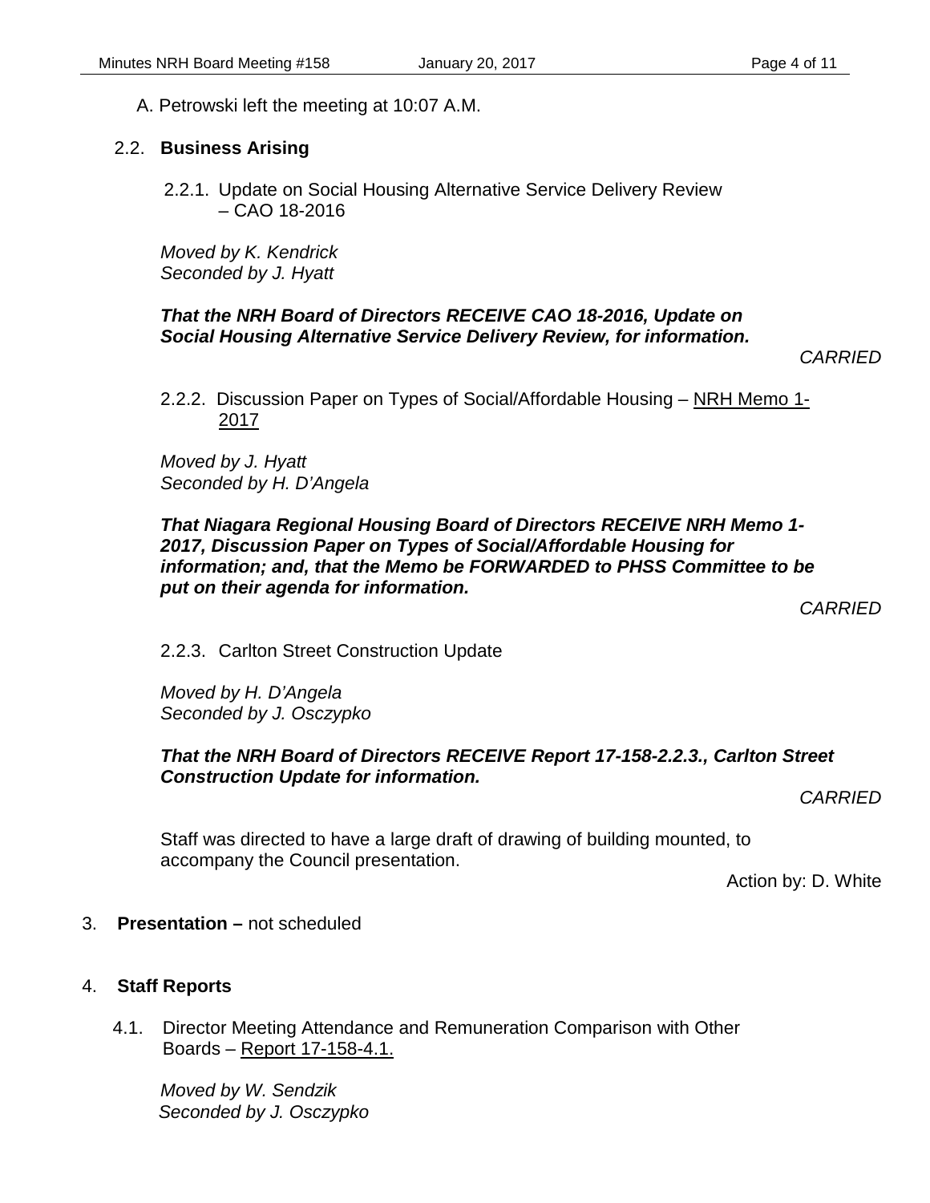A. Petrowski left the meeting at 10:07 A.M.

## 2.2. Business Arising

### 2.2.1. Update on Social Housing Alternative Service Delivery Review – CAO 18-2016

*Moved by K. Kendrick*
*Seconded by J. Hyatt*

***That the NRH Board of Directors RECEIVE CAO 18-2016, Update on Social Housing Alternative Service Delivery Review, for information.***

*CARRIED*

### 2.2.2. Discussion Paper on Types of Social/Affordable Housing – NRH Memo 1-2017

*Moved by J. Hyatt*
*Seconded by H. D'Angela*

***That Niagara Regional Housing Board of Directors RECEIVE NRH Memo 1-2017, Discussion Paper on Types of Social/Affordable Housing for information; and, that the Memo be FORWARDED to PHSS Committee to be put on their agenda for information.***

*CARRIED*

### 2.2.3. Carlton Street Construction Update

*Moved by H. D'Angela*
*Seconded by J. Osczypko*

***That the NRH Board of Directors RECEIVE Report 17-158-2.2.3., Carlton Street Construction Update for information.***

*CARRIED*

Staff was directed to have a large draft of drawing of building mounted, to accompany the Council presentation.

Action by: D. White

## 3. Presentation – not scheduled

## 4. Staff Reports

### 4.1. Director Meeting Attendance and Remuneration Comparison with Other Boards – Report 17-158-4.1.

*Moved by W. Sendzik*
*Seconded by J. Osczypko*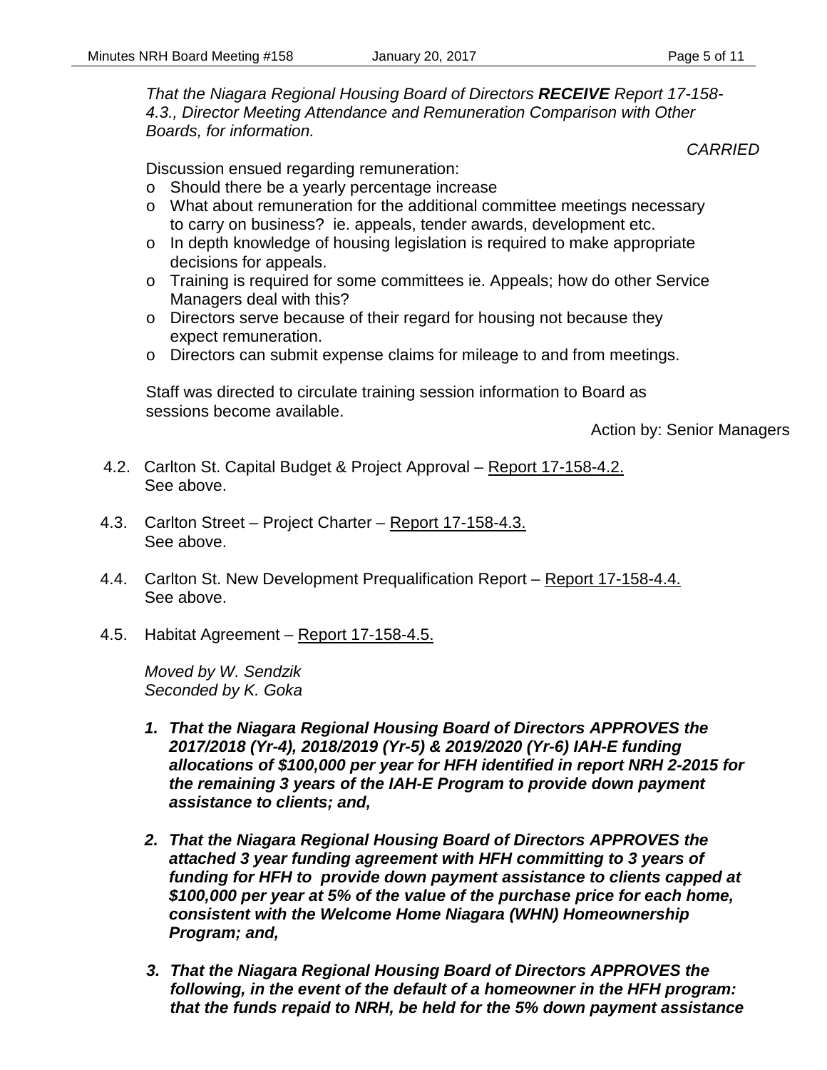*That the Niagara Regional Housing Board of Directors **RECEIVE** Report 17-158-4.3., Director Meeting Attendance and Remuneration Comparison with Other Boards, for information.*

*CARRIED*

Discussion ensued regarding remuneration:

- Should there be a yearly percentage increase
- What about remuneration for the additional committee meetings necessary to carry on business? ie. appeals, tender awards, development etc.
- In depth knowledge of housing legislation is required to make appropriate decisions for appeals.
- Training is required for some committees ie. Appeals; how do other Service Managers deal with this?
- Directors serve because of their regard for housing not because they expect remuneration.
- Directors can submit expense claims for mileage to and from meetings.

Staff was directed to circulate training session information to Board as sessions become available.

Action by: Senior Managers

4.2. Carlton St. Capital Budget & Project Approval – Report 17-158-4.2.
See above.

4.3. Carlton Street – Project Charter – Report 17-158-4.3.
See above.

4.4. Carlton St. New Development Prequalification Report – Report 17-158-4.4.
See above.

4.5. Habitat Agreement – Report 17-158-4.5.

*Moved by W. Sendzik*
*Seconded by K. Goka*

1. ***That the Niagara Regional Housing Board of Directors APPROVES the 2017/2018 (Yr-4), 2018/2019 (Yr-5) & 2019/2020 (Yr-6) IAH-E funding allocations of $100,000 per year for HFH identified in report NRH 2-2015 for the remaining 3 years of the IAH-E Program to provide down payment assistance to clients; and,***

2. ***That the Niagara Regional Housing Board of Directors APPROVES the attached 3 year funding agreement with HFH committing to 3 years of funding for HFH to provide down payment assistance to clients capped at $100,000 per year at 5% of the value of the purchase price for each home, consistent with the Welcome Home Niagara (WHN) Homeownership Program; and,***

3. ***That the Niagara Regional Housing Board of Directors APPROVES the following, in the event of the default of a homeowner in the HFH program: that the funds repaid to NRH, be held for the 5% down payment assistance***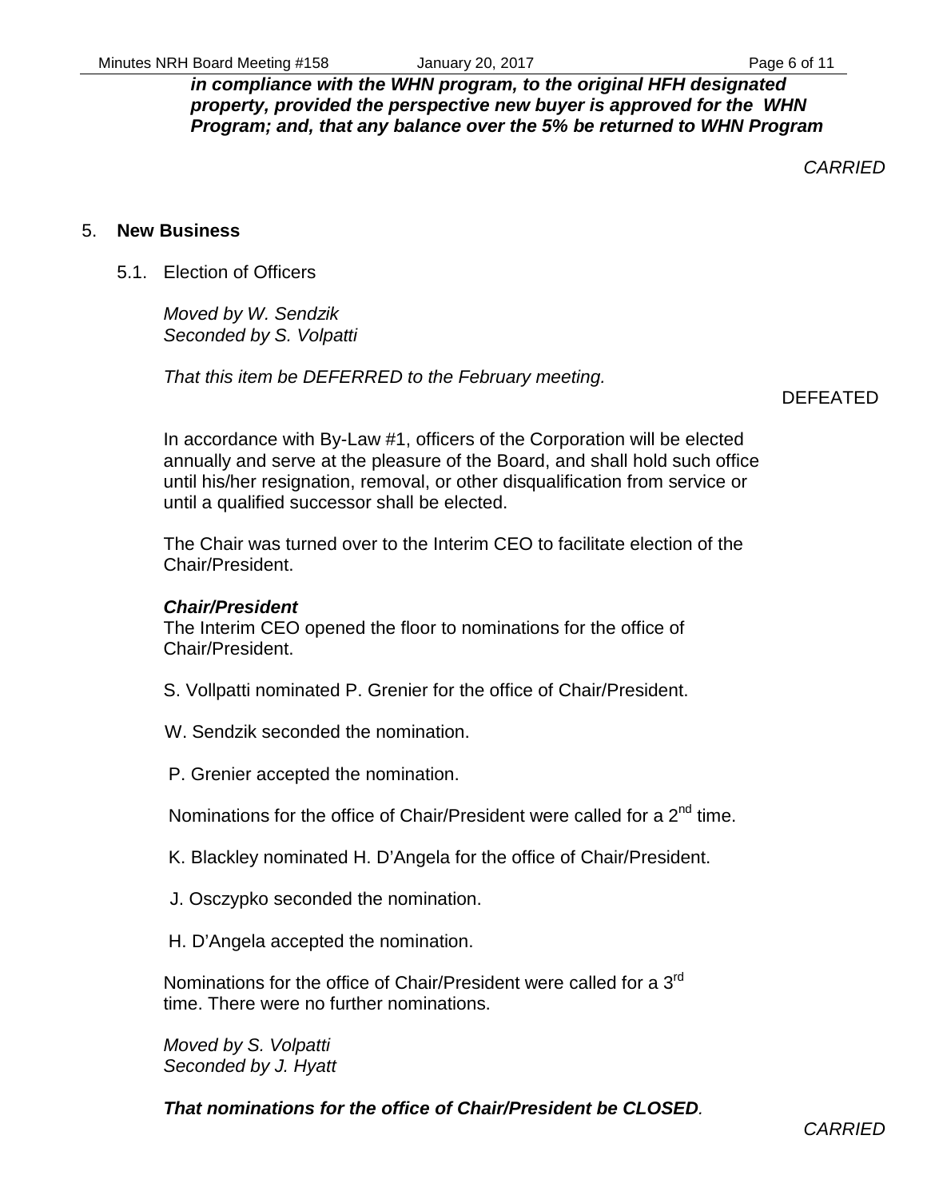***in compliance with the WHN program, to the original HFH designated property, provided the perspective new buyer is approved for the WHN Program; and, that any balance over the 5% be returned to WHN Program***

*CARRIED*

## 5. New Business

### 5.1. Election of Officers

*Moved by W. Sendzik*
*Seconded by S. Volpatti*

*That this item be DEFERRED to the February meeting.*

DEFEATED

In accordance with By-Law #1, officers of the Corporation will be elected annually and serve at the pleasure of the Board, and shall hold such office until his/her resignation, removal, or other disqualification from service or until a qualified successor shall be elected.

The Chair was turned over to the Interim CEO to facilitate election of the Chair/President.

***Chair/President***
The Interim CEO opened the floor to nominations for the office of Chair/President.

S. Vollpatti nominated P. Grenier for the office of Chair/President.

W. Sendzik seconded the nomination.

P. Grenier accepted the nomination.

Nominations for the office of Chair/President were called for a 2nd time.

K. Blackley nominated H. D'Angela for the office of Chair/President.

J. Osczypko seconded the nomination.

H. D'Angela accepted the nomination.

Nominations for the office of Chair/President were called for a 3rd time. There were no further nominations.

*Moved by S. Volpatti*
*Seconded by J. Hyatt*

***That nominations for the office of Chair/President be CLOSED.***

*CARRIED*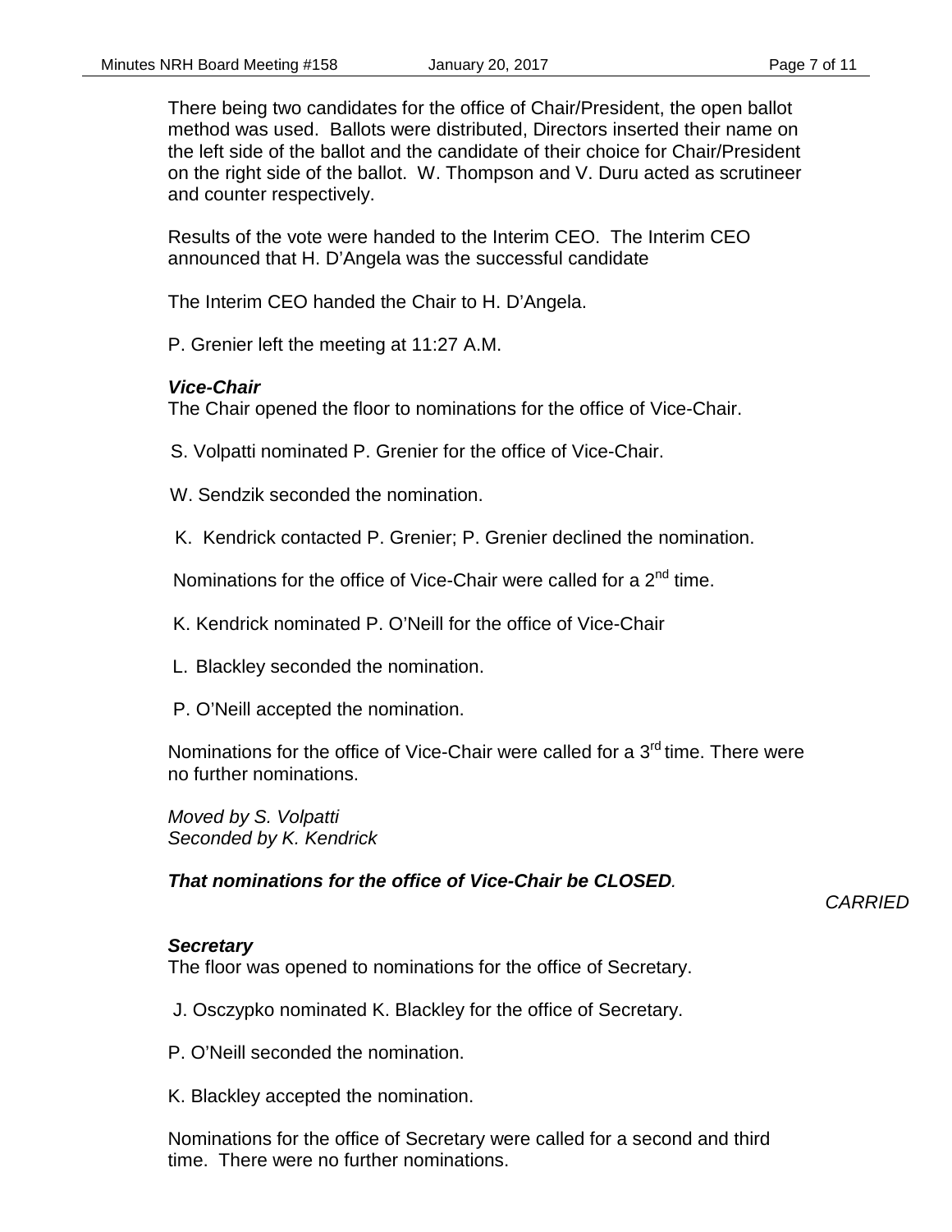There being two candidates for the office of Chair/President, the open ballot method was used. Ballots were distributed, Directors inserted their name on the left side of the ballot and the candidate of their choice for Chair/President on the right side of the ballot. W. Thompson and V. Duru acted as scrutineer and counter respectively.

Results of the vote were handed to the Interim CEO. The Interim CEO announced that H. D'Angela was the successful candidate

The Interim CEO handed the Chair to H. D'Angela.

P. Grenier left the meeting at 11:27 A.M.

***Vice-Chair***

The Chair opened the floor to nominations for the office of Vice-Chair.

S. Volpatti nominated P. Grenier for the office of Vice-Chair.

W. Sendzik seconded the nomination.

K. Kendrick contacted P. Grenier; P. Grenier declined the nomination.

Nominations for the office of Vice-Chair were called for a 2nd time.

K. Kendrick nominated P. O'Neill for the office of Vice-Chair

L. Blackley seconded the nomination.

P. O'Neill accepted the nomination.

Nominations for the office of Vice-Chair were called for a 3rd time. There were no further nominations.

*Moved by S. Volpatti*
*Seconded by K. Kendrick*

***That nominations for the office of Vice-Chair be CLOSED****.*

*CARRIED*

***Secretary***

The floor was opened to nominations for the office of Secretary.

J. Osczypko nominated K. Blackley for the office of Secretary.

P. O'Neill seconded the nomination.

K. Blackley accepted the nomination.

Nominations for the office of Secretary were called for a second and third time. There were no further nominations.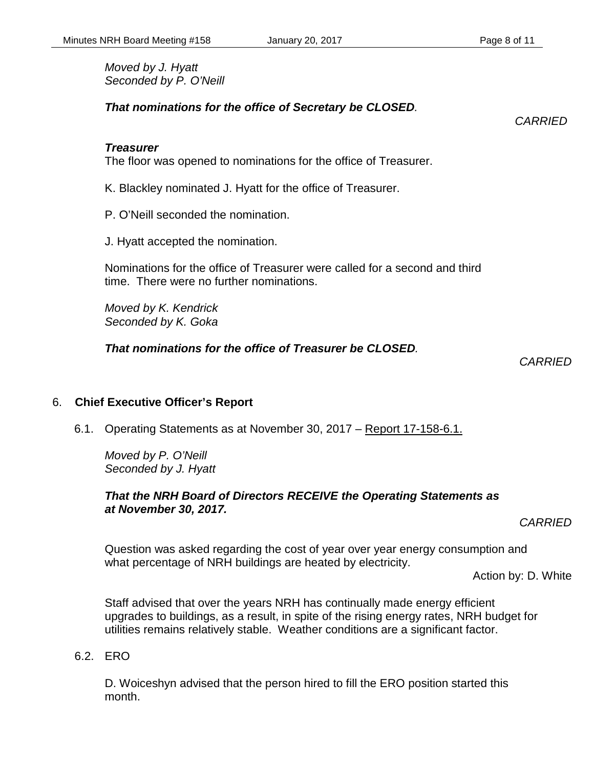*Moved by J. Hyatt*
*Seconded by P. O'Neill*

***That nominations for the office of Secretary be CLOSED.***

*CARRIED*

***Treasurer***

The floor was opened to nominations for the office of Treasurer.

K. Blackley nominated J. Hyatt for the office of Treasurer.

P. O'Neill seconded the nomination.

J. Hyatt accepted the nomination.

Nominations for the office of Treasurer were called for a second and third time. There were no further nominations.

*Moved by K. Kendrick*
*Seconded by K. Goka*

***That nominations for the office of Treasurer be CLOSED.***

*CARRIED*

## 6. Chief Executive Officer's Report

6.1. Operating Statements as at November 30, 2017 – Report 17-158-6.1.

*Moved by P. O'Neill*
*Seconded by J. Hyatt*

***That the NRH Board of Directors RECEIVE the Operating Statements as at November 30, 2017.***

*CARRIED*

Question was asked regarding the cost of year over year energy consumption and what percentage of NRH buildings are heated by electricity.

Action by: D. White

Staff advised that over the years NRH has continually made energy efficient upgrades to buildings, as a result, in spite of the rising energy rates, NRH budget for utilities remains relatively stable. Weather conditions are a significant factor.

6.2. ERO

D. Woiceshyn advised that the person hired to fill the ERO position started this month.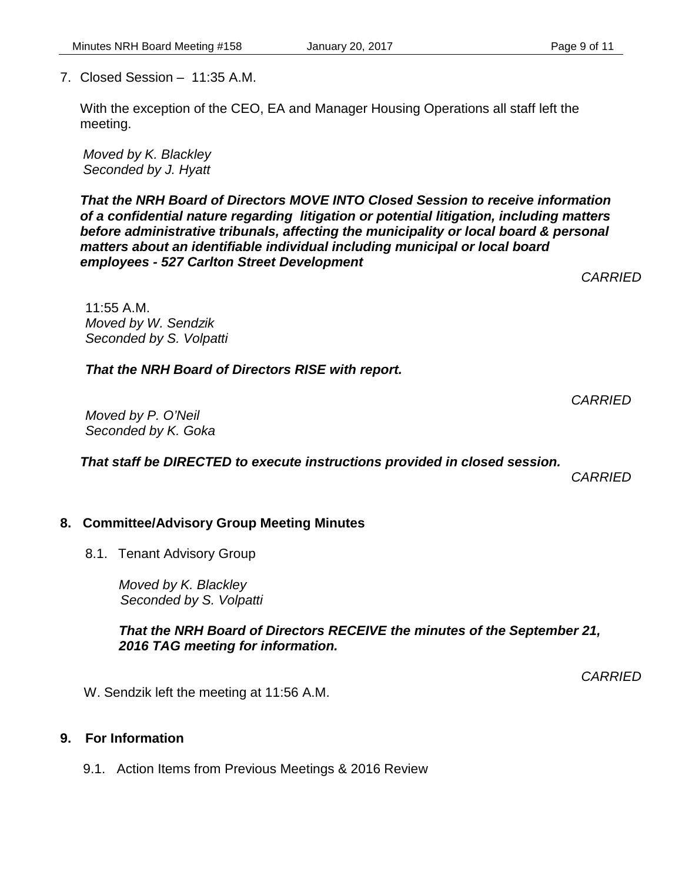7. Closed Session – 11:35 A.M.

With the exception of the CEO, EA and Manager Housing Operations all staff left the meeting.

*Moved by K. Blackley*
*Seconded by J. Hyatt*

***That the NRH Board of Directors MOVE INTO Closed Session to receive information of a confidential nature regarding litigation or potential litigation, including matters before administrative tribunals, affecting the municipality or local board & personal matters about an identifiable individual including municipal or local board employees - 527 Carlton Street Development***

*CARRIED*

11:55 A.M.
*Moved by W. Sendzik*
*Seconded by S. Volpatti*

***That the NRH Board of Directors RISE with report.***

*CARRIED*

*Moved by P. O'Neil*
*Seconded by K. Goka*

***That staff be DIRECTED to execute instructions provided in closed session.***

*CARRIED*

## 8. Committee/Advisory Group Meeting Minutes

8.1. Tenant Advisory Group

*Moved by K. Blackley*
*Seconded by S. Volpatti*

***That the NRH Board of Directors RECEIVE the minutes of the September 21, 2016 TAG meeting for information.***

*CARRIED*

W. Sendzik left the meeting at 11:56 A.M.

## 9. For Information

9.1. Action Items from Previous Meetings & 2016 Review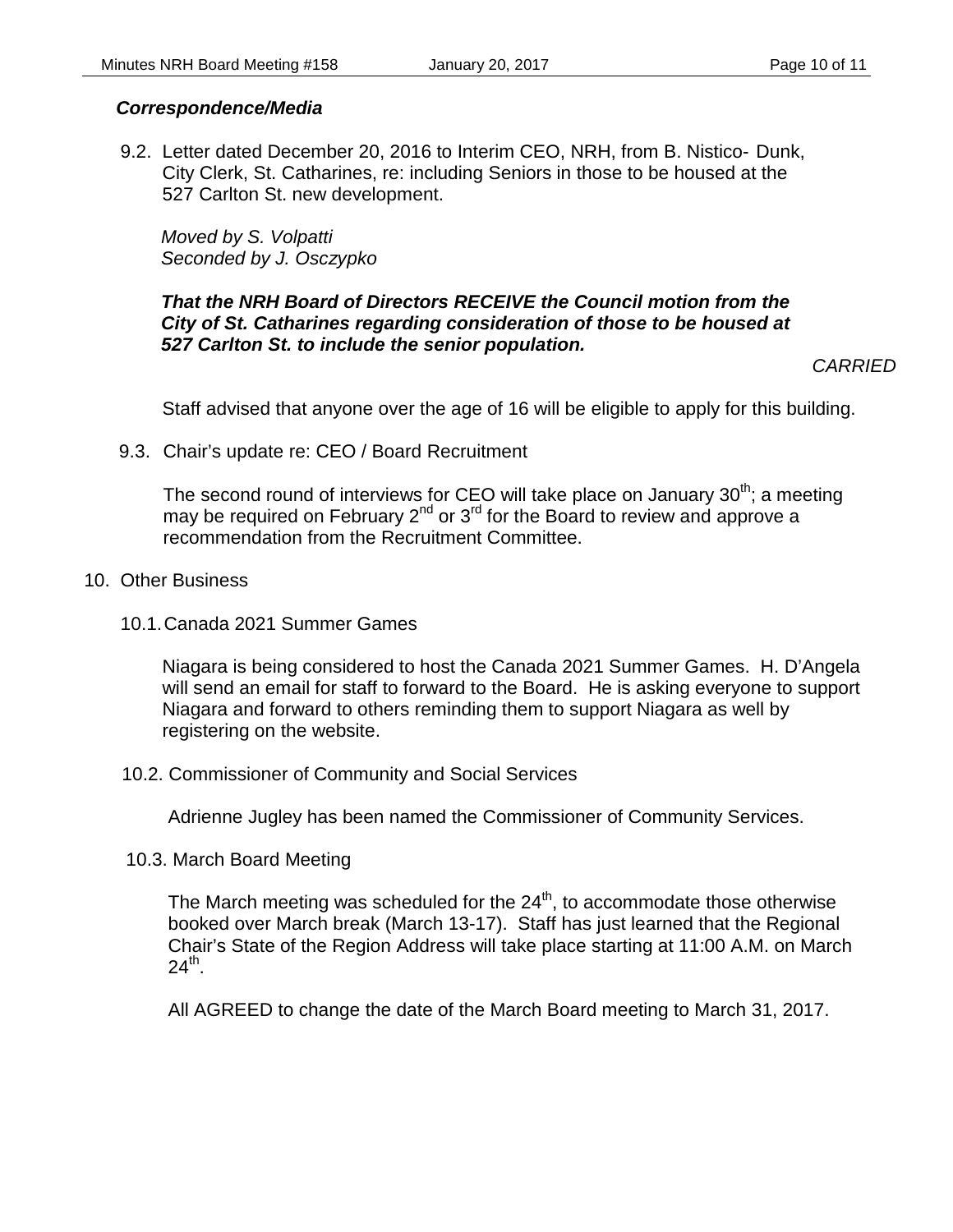***Correspondence/Media***

9.2. Letter dated December 20, 2016 to Interim CEO, NRH, from B. Nistico- Dunk, City Clerk, St. Catharines, re: including Seniors in those to be housed at the 527 Carlton St. new development.

*Moved by S. Volpatti*
*Seconded by J. Osczypko*

***That the NRH Board of Directors RECEIVE the Council motion from the City of St. Catharines regarding consideration of those to be housed at 527 Carlton St. to include the senior population.***

*CARRIED*

Staff advised that anyone over the age of 16 will be eligible to apply for this building.

9.3. Chair's update re: CEO / Board Recruitment

The second round of interviews for CEO will take place on January 30th; a meeting may be required on February 2nd or 3rd for the Board to review and approve a recommendation from the Recruitment Committee.

10. Other Business

10.1. Canada 2021 Summer Games

Niagara is being considered to host the Canada 2021 Summer Games. H. D'Angela will send an email for staff to forward to the Board. He is asking everyone to support Niagara and forward to others reminding them to support Niagara as well by registering on the website.

10.2. Commissioner of Community and Social Services

Adrienne Jugley has been named the Commissioner of Community Services.

10.3. March Board Meeting

The March meeting was scheduled for the 24th, to accommodate those otherwise booked over March break (March 13-17). Staff has just learned that the Regional Chair's State of the Region Address will take place starting at 11:00 A.M. on March 24th.

All AGREED to change the date of the March Board meeting to March 31, 2017.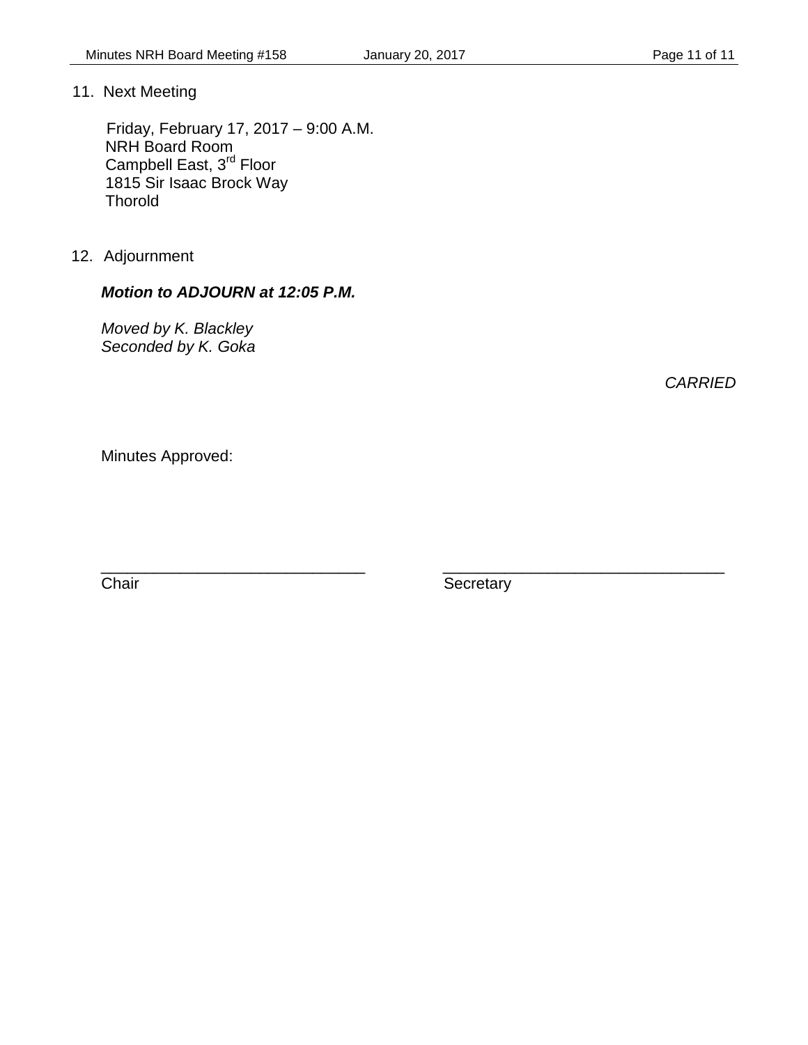11. Next Meeting

Friday, February 17, 2017 – 9:00 A.M.
NRH Board Room
Campbell East, 3rd Floor
1815 Sir Isaac Brock Way
Thorold

12. Adjournment

***Motion to ADJOURN at 12:05 P.M.***

*Moved by K. Blackley*
*Seconded by K. Goka*

*CARRIED*

Minutes Approved:

______________________________ ________________________________
Chair Secretary